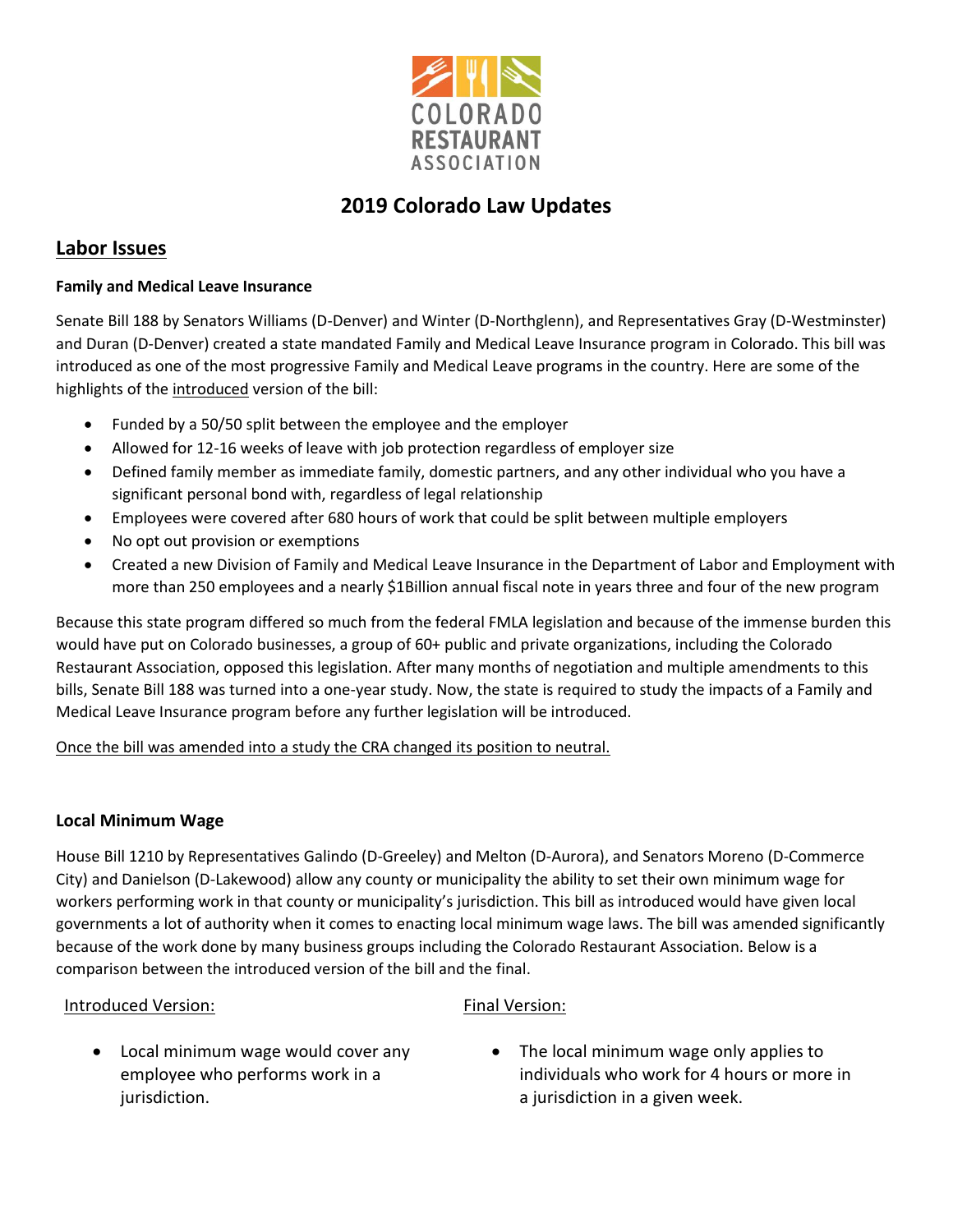COLORADO RESTAURANT ASSOCIATION

# 2019 Colorado Law Updates

## Labor Issues

### Family and Medical Leave Insurance

Senate Bill 188 by Senators Williams (D-Denver) and Winter (D-Northglenn), and Representatives Gray (D-Westminster) and Duran (D-Denver) created a state mandated Family and Medical Leave Insurance program in Colorado. This bill was introduced as one of the most progressive Family and Medical Leave programs in the country. Here are some of the highlights of the introduced version of the bill:

- Funded by a 50/50 split between the employee and the employer
- Allowed for 12-16 weeks of leave with job protection regardless of employer size
- Defined family member as immediate family, domestic partners, and any other individual who you have a significant personal bond with, regardless of legal relationship
- Employees were covered after 680 hours of work that could be split between multiple employers
- No opt out provision or exemptions
- Created a new Division of Family and Medical Leave Insurance in the Department of Labor and Employment with more than 250 employees and a nearly $1Billion annual fiscal note in years three and four of the new program

Because this state program differed so much from the federal FMLA legislation and because of the immense burden this would have put on Colorado businesses, a group of 60+ public and private organizations, including the Colorado Restaurant Association, opposed this legislation. After many months of negotiation and multiple amendments to this bills, Senate Bill 188 was turned into a one-year study. Now, the state is required to study the impacts of a Family and Medical Leave Insurance program before any further legislation will be introduced.

Once the bill was amended into a study the CRA changed its position to neutral.

### Local Minimum Wage

House Bill 1210 by Representatives Galindo (D-Greeley) and Melton (D-Aurora), and Senators Moreno (D-Commerce City) and Danielson (D-Lakewood) allow any county or municipality the ability to set their own minimum wage for workers performing work in that county or municipality's jurisdiction. This bill as introduced would have given local governments a lot of authority when it comes to enacting local minimum wage laws. The bill was amended significantly because of the work done by many business groups including the Colorado Restaurant Association. Below is a comparison between the introduced version of the bill and the final.

| Introduced Version: | Final Version: |
|---|---|
| Local minimum wage would cover any employee who performs work in a jurisdiction. | The local minimum wage only applies to individuals who work for 4 hours or more in a jurisdiction in a given week. |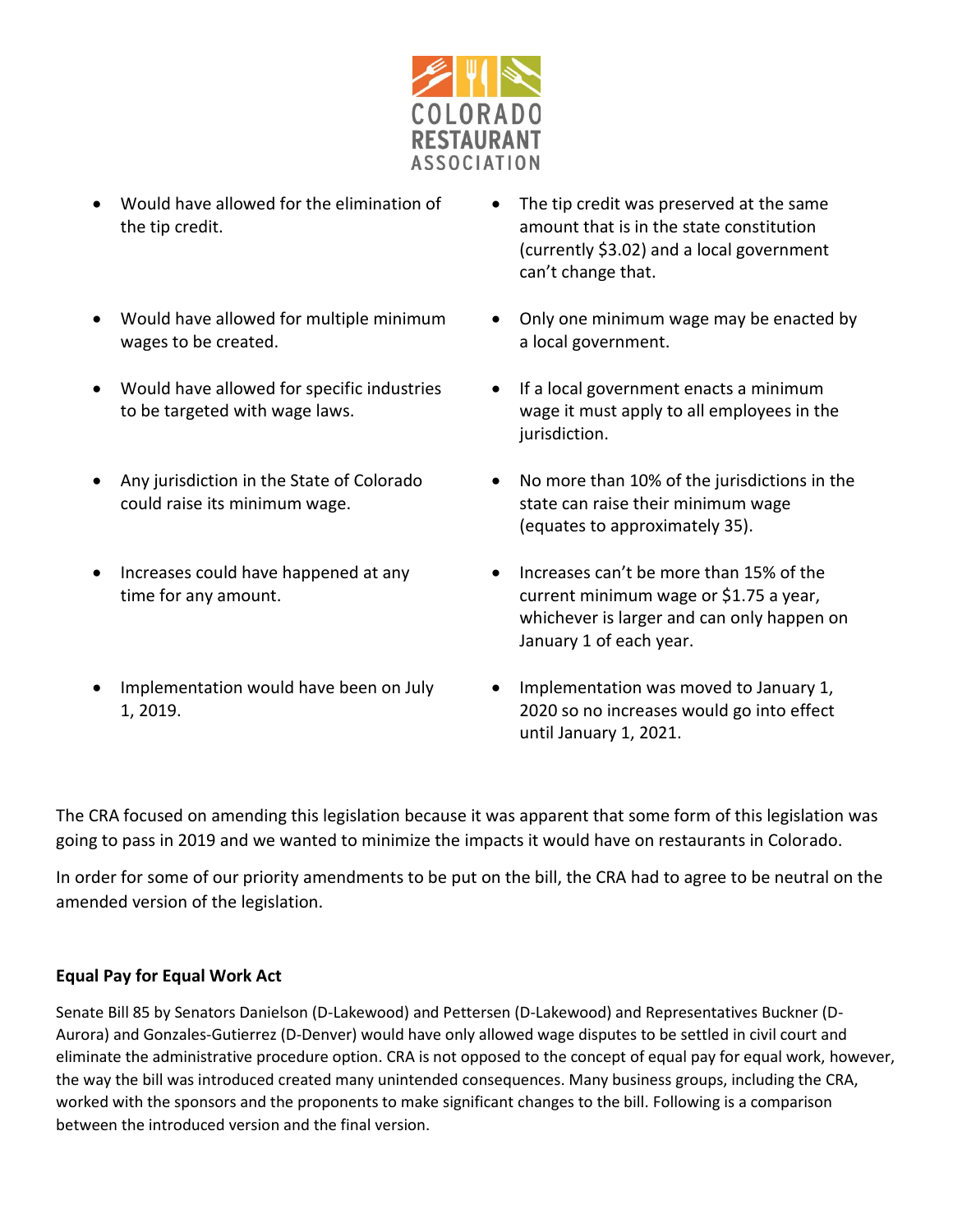- Would have allowed for the elimination of the tip credit.
- The tip credit was preserved at the same amount that is in the state constitution (currently $3.02) and a local government can't change that.
- Would have allowed for multiple minimum wages to be created.
- Only one minimum wage may be enacted by a local government.
- Would have allowed for specific industries to be targeted with wage laws.
- If a local government enacts a minimum wage it must apply to all employees in the jurisdiction.
- Any jurisdiction in the State of Colorado could raise its minimum wage.
- No more than 10% of the jurisdictions in the state can raise their minimum wage (equates to approximately 35).
- Increases could have happened at any time for any amount.
- Increases can't be more than 15% of the current minimum wage or $1.75 a year, whichever is larger and can only happen on January 1 of each year.
- Implementation would have been on July 1, 2019.
- Implementation was moved to January 1, 2020 so no increases would go into effect until January 1, 2021.

The CRA focused on amending this legislation because it was apparent that some form of this legislation was going to pass in 2019 and we wanted to minimize the impacts it would have on restaurants in Colorado.

In order for some of our priority amendments to be put on the bill, the CRA had to agree to be neutral on the amended version of the legislation.

**Equal Pay for Equal Work Act**

Senate Bill 85 by Senators Danielson (D-Lakewood) and Pettersen (D-Lakewood) and Representatives Buckner (D-Aurora) and Gonzales-Gutierrez (D-Denver) would have only allowed wage disputes to be settled in civil court and eliminate the administrative procedure option. CRA is not opposed to the concept of equal pay for equal work, however, the way the bill was introduced created many unintended consequences. Many business groups, including the CRA, worked with the sponsors and the proponents to make significant changes to the bill. Following is a comparison between the introduced version and the final version.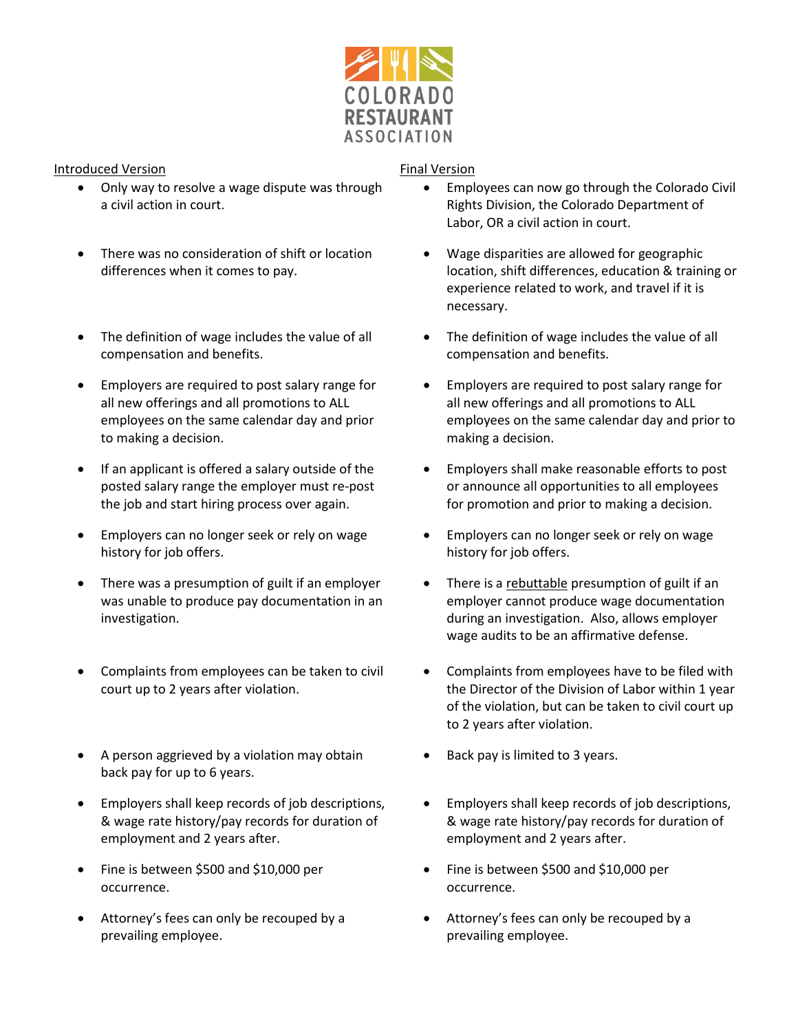COLORADO RESTAURANT ASSOCIATION

| Introduced Version | Final Version |
|---|---|
| Only way to resolve a wage dispute was through a civil action in court. | Employees can now go through the Colorado Civil Rights Division, the Colorado Department of Labor, OR a civil action in court. |
| There was no consideration of shift or location differences when it comes to pay. | Wage disparities are allowed for geographic location, shift differences, education & training or experience related to work, and travel if it is necessary. |
| The definition of wage includes the value of all compensation and benefits. | The definition of wage includes the value of all compensation and benefits. |
| Employers are required to post salary range for all new offerings and all promotions to ALL employees on the same calendar day and prior to making a decision. | Employers are required to post salary range for all new offerings and all promotions to ALL employees on the same calendar day and prior to making a decision. |
| If an applicant is offered a salary outside of the posted salary range the employer must re-post the job and start hiring process over again. | Employers shall make reasonable efforts to post or announce all opportunities to all employees for promotion and prior to making a decision. |
| Employers can no longer seek or rely on wage history for job offers. | Employers can no longer seek or rely on wage history for job offers. |
| There was a presumption of guilt if an employer was unable to produce pay documentation in an investigation. | There is a <u>rebuttable</u> presumption of guilt if an employer cannot produce wage documentation during an investigation. Also, allows employer wage audits to be an affirmative defense. |
| Complaints from employees can be taken to civil court up to 2 years after violation. | Complaints from employees have to be filed with the Director of the Division of Labor within 1 year of the violation, but can be taken to civil court up to 2 years after violation. |
| A person aggrieved by a violation may obtain back pay for up to 6 years. | Back pay is limited to 3 years. |
| Employers shall keep records of job descriptions, & wage rate history/pay records for duration of employment and 2 years after. | Employers shall keep records of job descriptions, & wage rate history/pay records for duration of employment and 2 years after. |
| Fine is between $500 and $10,000 per occurrence. | Fine is between $500 and $10,000 per occurrence. |
| Attorney's fees can only be recouped by a prevailing employee. | Attorney's fees can only be recouped by a prevailing employee. |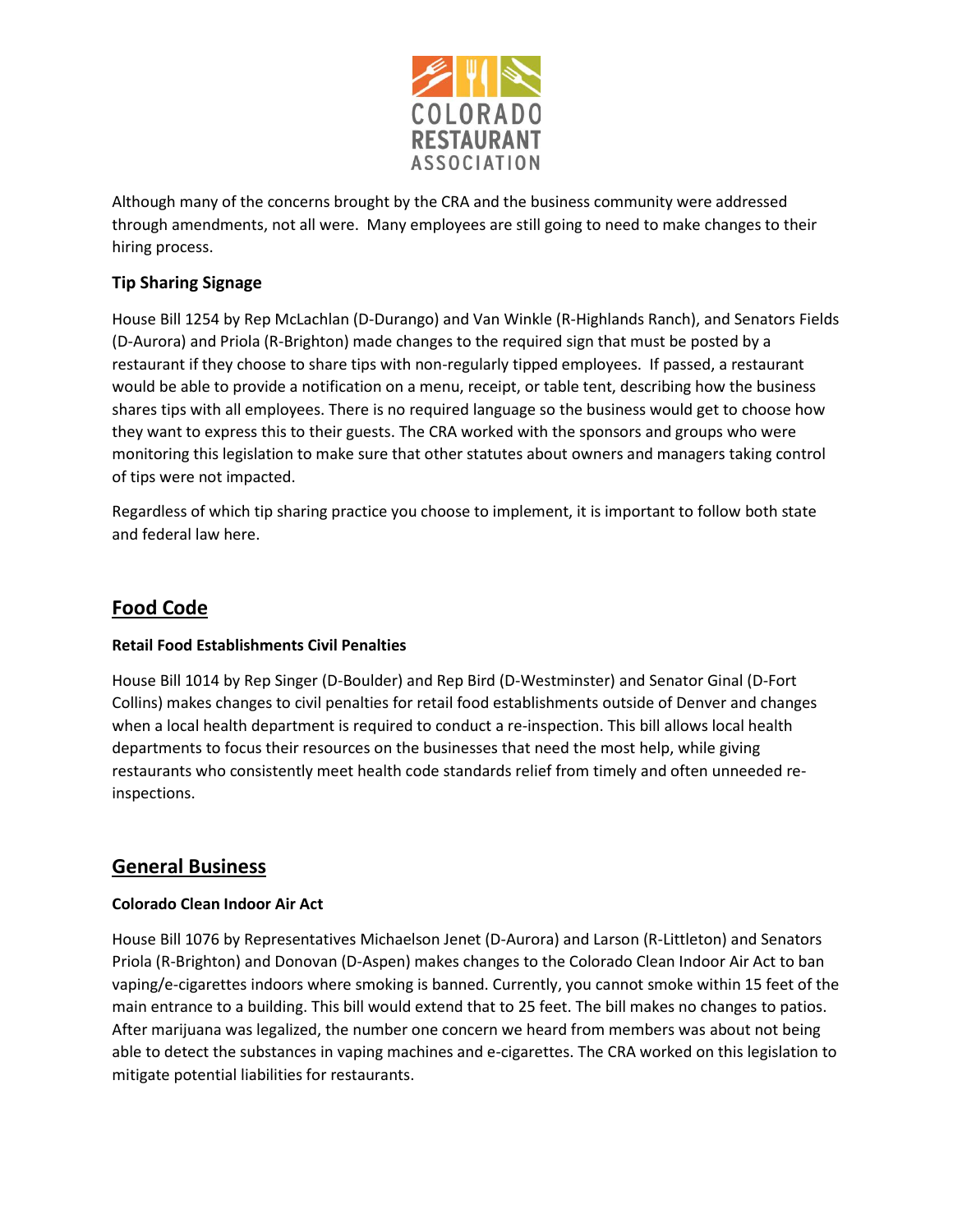Although many of the concerns brought by the CRA and the business community were addressed through amendments, not all were. Many employees are still going to need to make changes to their hiring process.

### Tip Sharing Signage

House Bill 1254 by Rep McLachlan (D-Durango) and Van Winkle (R-Highlands Ranch), and Senators Fields (D-Aurora) and Priola (R-Brighton) made changes to the required sign that must be posted by a restaurant if they choose to share tips with non-regularly tipped employees. If passed, a restaurant would be able to provide a notification on a menu, receipt, or table tent, describing how the business shares tips with all employees. There is no required language so the business would get to choose how they want to express this to their guests. The CRA worked with the sponsors and groups who were monitoring this legislation to make sure that other statutes about owners and managers taking control of tips were not impacted.

Regardless of which tip sharing practice you choose to implement, it is important to follow both state and federal law here.

## Food Code

### Retail Food Establishments Civil Penalties

House Bill 1014 by Rep Singer (D-Boulder) and Rep Bird (D-Westminster) and Senator Ginal (D-Fort Collins) makes changes to civil penalties for retail food establishments outside of Denver and changes when a local health department is required to conduct a re-inspection. This bill allows local health departments to focus their resources on the businesses that need the most help, while giving restaurants who consistently meet health code standards relief from timely and often unneeded re-inspections.

## General Business

### Colorado Clean Indoor Air Act

House Bill 1076 by Representatives Michaelson Jenet (D-Aurora) and Larson (R-Littleton) and Senators Priola (R-Brighton) and Donovan (D-Aspen) makes changes to the Colorado Clean Indoor Air Act to ban vaping/e-cigarettes indoors where smoking is banned. Currently, you cannot smoke within 15 feet of the main entrance to a building. This bill would extend that to 25 feet. The bill makes no changes to patios. After marijuana was legalized, the number one concern we heard from members was about not being able to detect the substances in vaping machines and e-cigarettes. The CRA worked on this legislation to mitigate potential liabilities for restaurants.